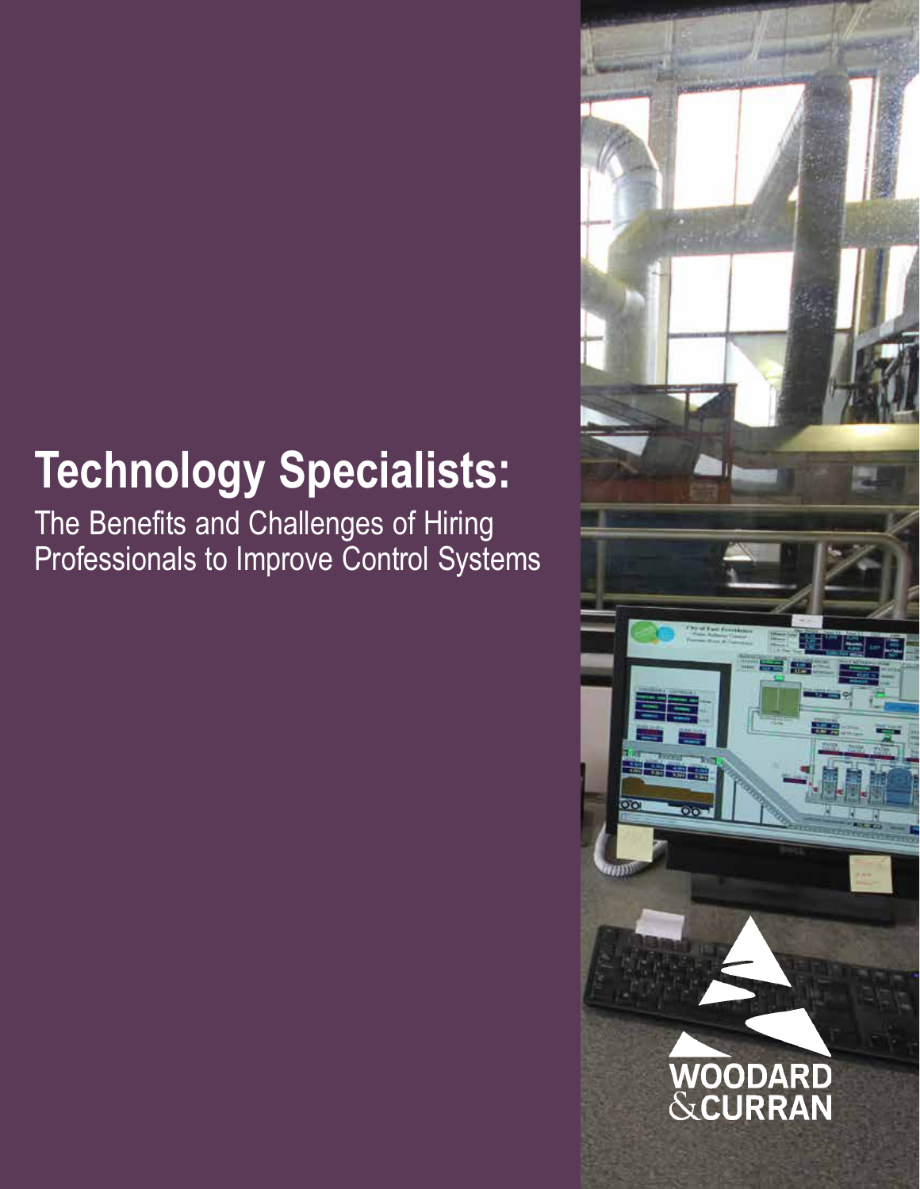# Technology Specialists:

The Benefits and Challenges of Hiring Professionals to Improve Control Systems

WOODARD & CURRAN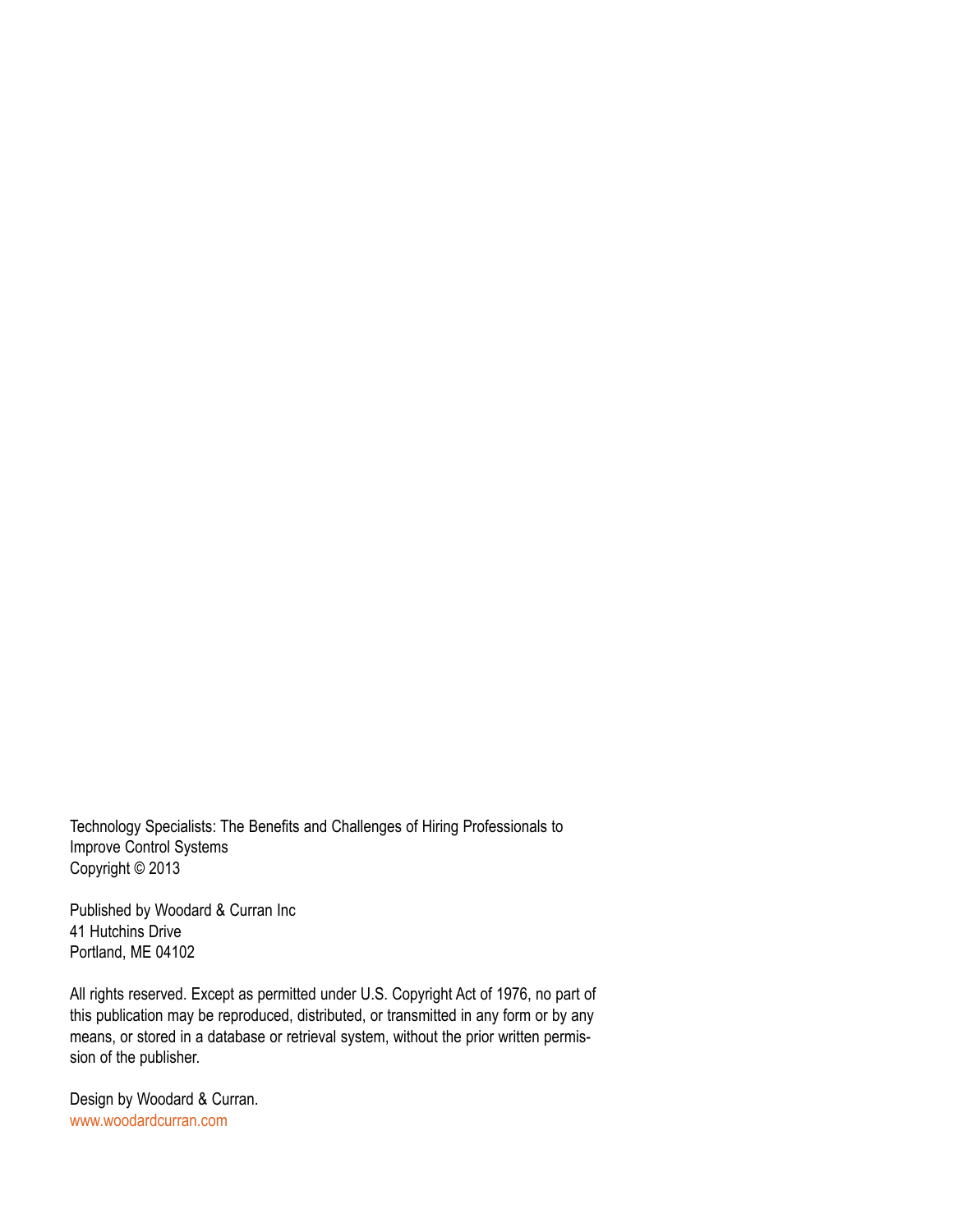Technology Specialists: The Benefits and Challenges of Hiring Professionals to Improve Control Systems
Copyright © 2013

Published by Woodard & Curran Inc
41 Hutchins Drive
Portland, ME 04102

All rights reserved. Except as permitted under U.S. Copyright Act of 1976, no part of this publication may be reproduced, distributed, or transmitted in any form or by any means, or stored in a database or retrieval system, without the prior written permission of the publisher.

Design by Woodard & Curran.
www.woodardcurran.com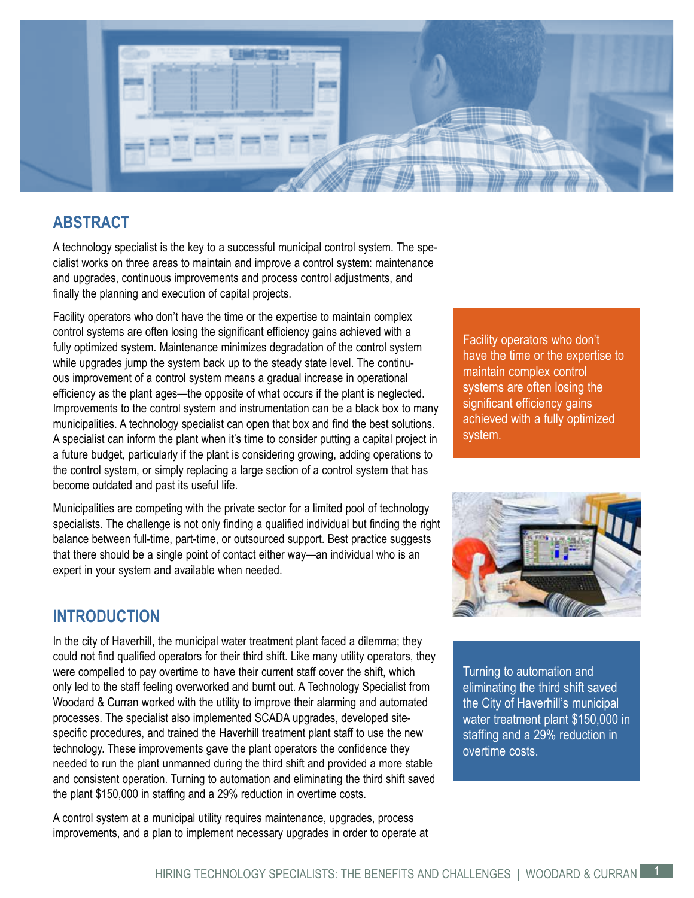## ABSTRACT

A technology specialist is the key to a successful municipal control system. The specialist works on three areas to maintain and improve a control system: maintenance and upgrades, continuous improvements and process control adjustments, and finally the planning and execution of capital projects.

Facility operators who don't have the time or the expertise to maintain complex control systems are often losing the significant efficiency gains achieved with a fully optimized system. Maintenance minimizes degradation of the control system while upgrades jump the system back up to the steady state level. The continuous improvement of a control system means a gradual increase in operational efficiency as the plant ages—the opposite of what occurs if the plant is neglected. Improvements to the control system and instrumentation can be a black box to many municipalities. A technology specialist can open that box and find the best solutions. A specialist can inform the plant when it's time to consider putting a capital project in a future budget, particularly if the plant is considering growing, adding operations to the control system, or simply replacing a large section of a control system that has become outdated and past its useful life.

Municipalities are competing with the private sector for a limited pool of technology specialists. The challenge is not only finding a qualified individual but finding the right balance between full-time, part-time, or outsourced support. Best practice suggests that there should be a single point of contact either way—an individual who is an expert in your system and available when needed.

> Facility operators who don't have the time or the expertise to maintain complex control systems are often losing the significant efficiency gains achieved with a fully optimized system.

## INTRODUCTION

In the city of Haverhill, the municipal water treatment plant faced a dilemma; they could not find qualified operators for their third shift. Like many utility operators, they were compelled to pay overtime to have their current staff cover the shift, which only led to the staff feeling overworked and burnt out. A Technology Specialist from Woodard & Curran worked with the utility to improve their alarming and automated processes. The specialist also implemented SCADA upgrades, developed site-specific procedures, and trained the Haverhill treatment plant staff to use the new technology. These improvements gave the plant operators the confidence they needed to run the plant unmanned during the third shift and provided a more stable and consistent operation. Turning to automation and eliminating the third shift saved the plant $150,000 in staffing and a 29% reduction in overtime costs.

> Turning to automation and eliminating the third shift saved the City of Haverhill's municipal water treatment plant $150,000 in staffing and a 29% reduction in overtime costs.

A control system at a municipal utility requires maintenance, upgrades, process improvements, and a plan to implement necessary upgrades in order to operate at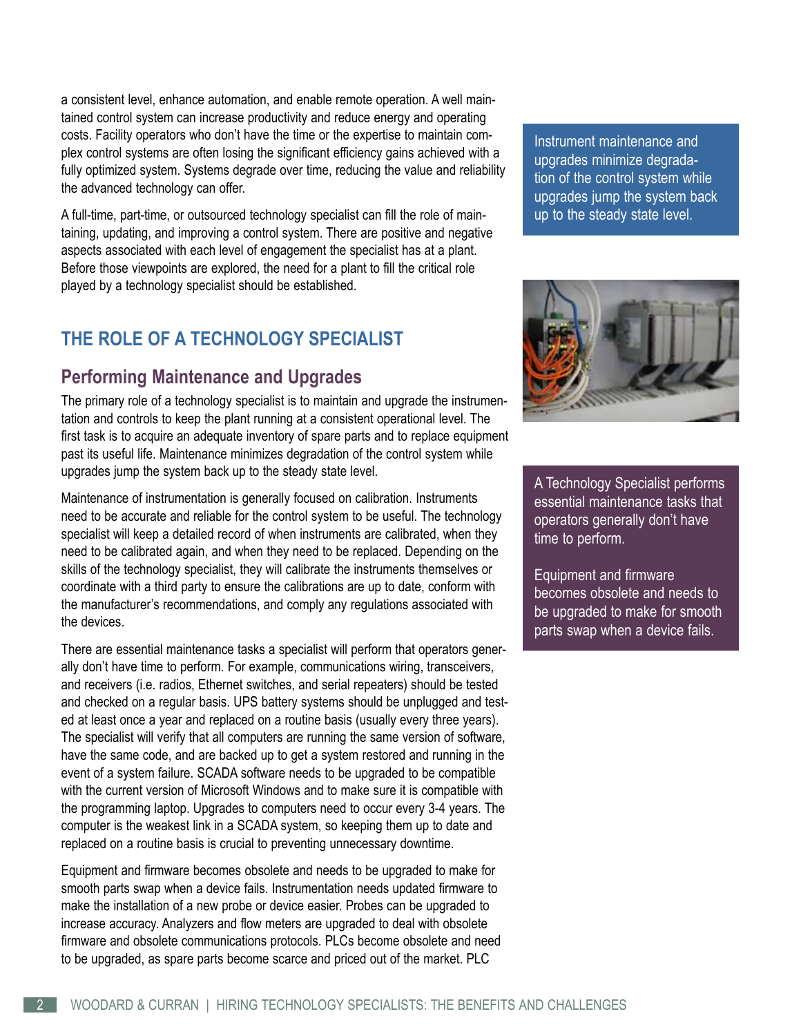a consistent level, enhance automation, and enable remote operation. A well maintained control system can increase productivity and reduce energy and operating costs. Facility operators who don't have the time or the expertise to maintain complex control systems are often losing the significant efficiency gains achieved with a fully optimized system. Systems degrade over time, reducing the value and reliability the advanced technology can offer.

A full-time, part-time, or outsourced technology specialist can fill the role of maintaining, updating, and improving a control system. There are positive and negative aspects associated with each level of engagement the specialist has at a plant. Before those viewpoints are explored, the need for a plant to fill the critical role played by a technology specialist should be established.

> Instrument maintenance and upgrades minimize degradation of the control system while upgrades jump the system back up to the steady state level.

## THE ROLE OF A TECHNOLOGY SPECIALIST

### Performing Maintenance and Upgrades

The primary role of a technology specialist is to maintain and upgrade the instrumentation and controls to keep the plant running at a consistent operational level. The first task is to acquire an adequate inventory of spare parts and to replace equipment past its useful life. Maintenance minimizes degradation of the control system while upgrades jump the system back up to the steady state level.

Maintenance of instrumentation is generally focused on calibration. Instruments need to be accurate and reliable for the control system to be useful. The technology specialist will keep a detailed record of when instruments are calibrated, when they need to be calibrated again, and when they need to be replaced. Depending on the skills of the technology specialist, they will calibrate the instruments themselves or coordinate with a third party to ensure the calibrations are up to date, conform with the manufacturer's recommendations, and comply any regulations associated with the devices.

> A Technology Specialist performs essential maintenance tasks that operators generally don't have time to perform.
>
> Equipment and firmware becomes obsolete and needs to be upgraded to make for smooth parts swap when a device fails.

There are essential maintenance tasks a specialist will perform that operators generally don't have time to perform. For example, communications wiring, transceivers, and receivers (i.e. radios, Ethernet switches, and serial repeaters) should be tested and checked on a regular basis. UPS battery systems should be unplugged and tested at least once a year and replaced on a routine basis (usually every three years). The specialist will verify that all computers are running the same version of software, have the same code, and are backed up to get a system restored and running in the event of a system failure. SCADA software needs to be upgraded to be compatible with the current version of Microsoft Windows and to make sure it is compatible with the programming laptop. Upgrades to computers need to occur every 3-4 years. The computer is the weakest link in a SCADA system, so keeping them up to date and replaced on a routine basis is crucial to preventing unnecessary downtime.

Equipment and firmware becomes obsolete and needs to be upgraded to make for smooth parts swap when a device fails. Instrumentation needs updated firmware to make the installation of a new probe or device easier. Probes can be upgraded to increase accuracy. Analyzers and flow meters are upgraded to deal with obsolete firmware and obsolete communications protocols. PLCs become obsolete and need to be upgraded, as spare parts become scarce and priced out of the market. PLC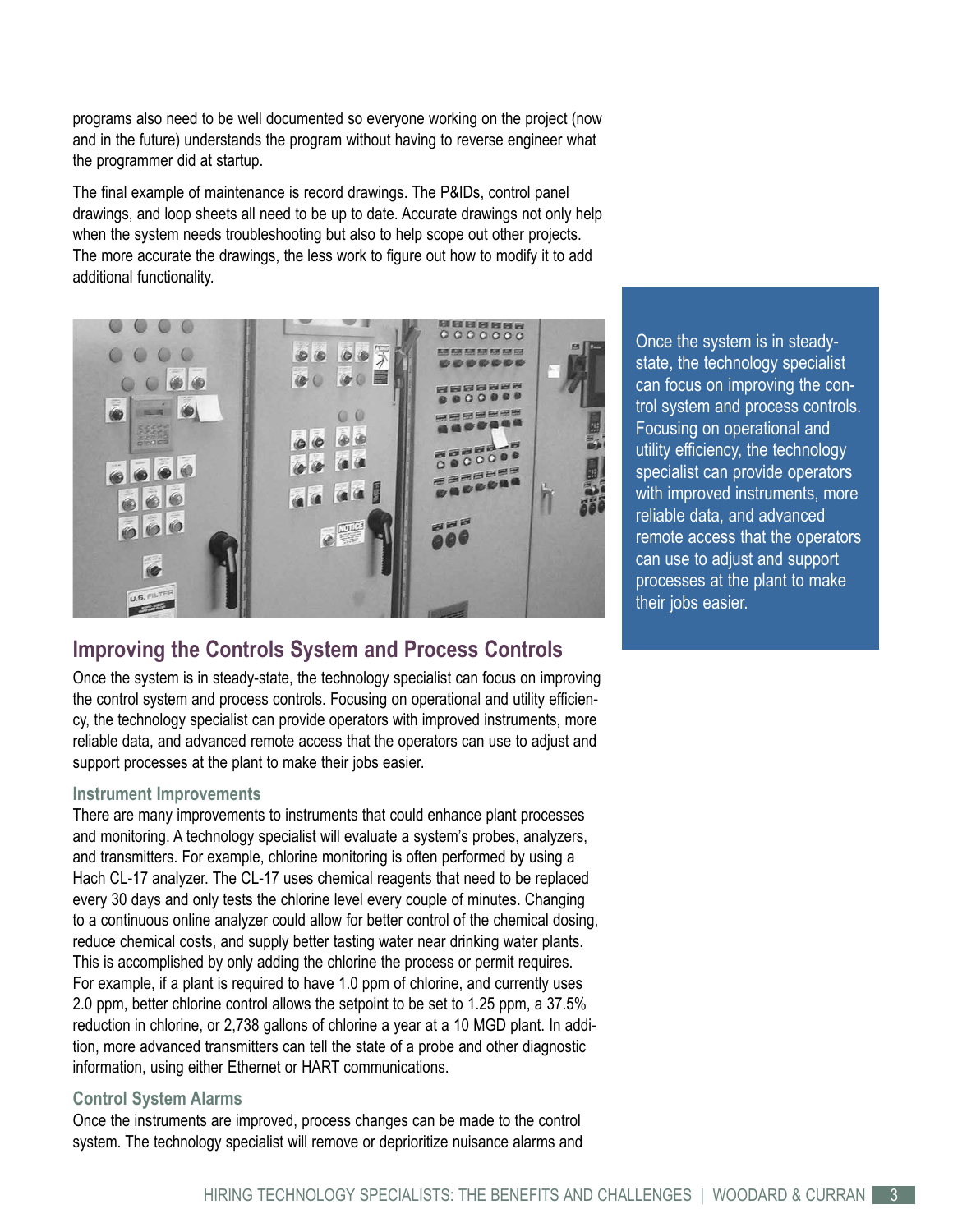programs also need to be well documented so everyone working on the project (now and in the future) understands the program without having to reverse engineer what the programmer did at startup.

The final example of maintenance is record drawings. The P&IDs, control panel drawings, and loop sheets all need to be up to date. Accurate drawings not only help when the system needs troubleshooting but also to help scope out other projects. The more accurate the drawings, the less work to figure out how to modify it to add additional functionality.

> Once the system is in steady-state, the technology specialist can focus on improving the control system and process controls. Focusing on operational and utility efficiency, the technology specialist can provide operators with improved instruments, more reliable data, and advanced remote access that the operators can use to adjust and support processes at the plant to make their jobs easier.

## Improving the Controls System and Process Controls

Once the system is in steady-state, the technology specialist can focus on improving the control system and process controls. Focusing on operational and utility efficiency, the technology specialist can provide operators with improved instruments, more reliable data, and advanced remote access that the operators can use to adjust and support processes at the plant to make their jobs easier.

### Instrument Improvements

There are many improvements to instruments that could enhance plant processes and monitoring. A technology specialist will evaluate a system's probes, analyzers, and transmitters. For example, chlorine monitoring is often performed by using a Hach CL-17 analyzer. The CL-17 uses chemical reagents that need to be replaced every 30 days and only tests the chlorine level every couple of minutes. Changing to a continuous online analyzer could allow for better control of the chemical dosing, reduce chemical costs, and supply better tasting water near drinking water plants. This is accomplished by only adding the chlorine the process or permit requires. For example, if a plant is required to have 1.0 ppm of chlorine, and currently uses 2.0 ppm, better chlorine control allows the setpoint to be set to 1.25 ppm, a 37.5% reduction in chlorine, or 2,738 gallons of chlorine a year at a 10 MGD plant. In addition, more advanced transmitters can tell the state of a probe and other diagnostic information, using either Ethernet or HART communications.

### Control System Alarms

Once the instruments are improved, process changes can be made to the control system. The technology specialist will remove or deprioritize nuisance alarms and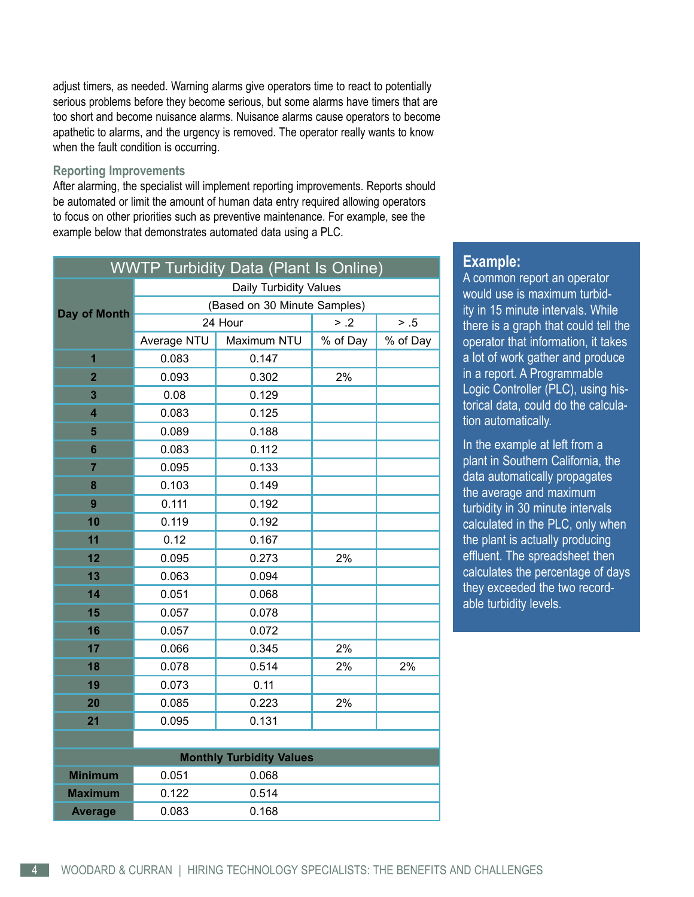adjust timers, as needed. Warning alarms give operators time to react to potentially serious problems before they become serious, but some alarms have timers that are too short and become nuisance alarms. Nuisance alarms cause operators to become apathetic to alarms, and the urgency is removed. The operator really wants to know when the fault condition is occurring.

### Reporting Improvements

After alarming, the specialist will implement reporting improvements. Reports should be automated or limit the amount of human data entry required allowing operators to focus on other priorities such as preventive maintenance. For example, see the example below that demonstrates automated data using a PLC.

**WWTP Turbidity Data (Plant Is Online)**

| Day of Month | Daily Turbidity Values (Based on 30 Minute Samples) | | | |
|---|---|---|---|---|
| | 24 Hour | | > .2 | > .5 |
| | Average NTU | Maximum NTU | % of Day | % of Day |
| **1** | 0.083 | 0.147 | | |
| **2** | 0.093 | 0.302 | 2% | |
| **3** | 0.08 | 0.129 | | |
| **4** | 0.083 | 0.125 | | |
| **5** | 0.089 | 0.188 | | |
| **6** | 0.083 | 0.112 | | |
| **7** | 0.095 | 0.133 | | |
| **8** | 0.103 | 0.149 | | |
| **9** | 0.111 | 0.192 | | |
| **10** | 0.119 | 0.192 | | |
| **11** | 0.12 | 0.167 | | |
| **12** | 0.095 | 0.273 | 2% | |
| **13** | 0.063 | 0.094 | | |
| **14** | 0.051 | 0.068 | | |
| **15** | 0.057 | 0.078 | | |
| **16** | 0.057 | 0.072 | | |
| **17** | 0.066 | 0.345 | 2% | |
| **18** | 0.078 | 0.514 | 2% | 2% |
| **19** | 0.073 | 0.11 | | |
| **20** | 0.085 | 0.223 | 2% | |
| **21** | 0.095 | 0.131 | | |
| | | | | |
| **Monthly Turbidity Values** | | | | |
| **Minimum** | 0.051 | 0.068 | | |
| **Maximum** | 0.122 | 0.514 | | |
| **Average** | 0.083 | 0.168 | | |

**Example:**

A common report an operator would use is maximum turbidity in 15 minute intervals. While there is a graph that could tell the operator that information, it takes a lot of work gather and produce in a report. A Programmable Logic Controller (PLC), using historical data, could do the calculation automatically.

In the example at left from a plant in Southern California, the data automatically propagates the average and maximum turbidity in 30 minute intervals calculated in the PLC, only when the plant is actually producing effluent. The spreadsheet then calculates the percentage of days they exceeded the two recordable turbidity levels.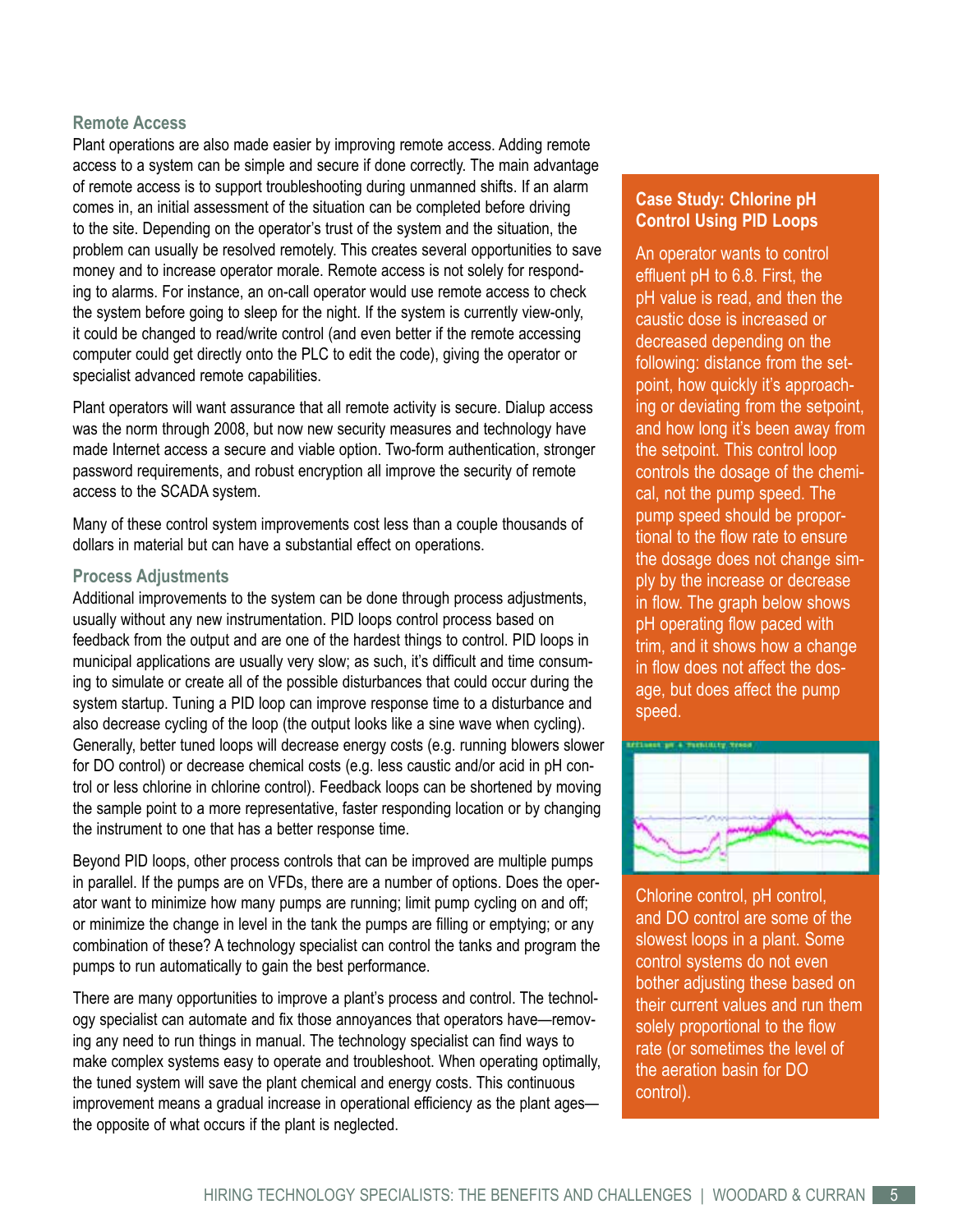### Remote Access

Plant operations are also made easier by improving remote access. Adding remote access to a system can be simple and secure if done correctly. The main advantage of remote access is to support troubleshooting during unmanned shifts. If an alarm comes in, an initial assessment of the situation can be completed before driving to the site. Depending on the operator's trust of the system and the situation, the problem can usually be resolved remotely. This creates several opportunities to save money and to increase operator morale. Remote access is not solely for responding to alarms. For instance, an on-call operator would use remote access to check the system before going to sleep for the night. If the system is currently view-only, it could be changed to read/write control (and even better if the remote accessing computer could get directly onto the PLC to edit the code), giving the operator or specialist advanced remote capabilities.

Plant operators will want assurance that all remote activity is secure. Dialup access was the norm through 2008, but now new security measures and technology have made Internet access a secure and viable option. Two-form authentication, stronger password requirements, and robust encryption all improve the security of remote access to the SCADA system.

Many of these control system improvements cost less than a couple thousands of dollars in material but can have a substantial effect on operations.

### Process Adjustments

Additional improvements to the system can be done through process adjustments, usually without any new instrumentation. PID loops control process based on feedback from the output and are one of the hardest things to control. PID loops in municipal applications are usually very slow; as such, it's difficult and time consuming to simulate or create all of the possible disturbances that could occur during the system startup. Tuning a PID loop can improve response time to a disturbance and also decrease cycling of the loop (the output looks like a sine wave when cycling). Generally, better tuned loops will decrease energy costs (e.g. running blowers slower for DO control) or decrease chemical costs (e.g. less caustic and/or acid in pH control or less chlorine in chlorine control). Feedback loops can be shortened by moving the sample point to a more representative, faster responding location or by changing the instrument to one that has a better response time.

Beyond PID loops, other process controls that can be improved are multiple pumps in parallel. If the pumps are on VFDs, there are a number of options. Does the operator want to minimize how many pumps are running; limit pump cycling on and off; or minimize the change in level in the tank the pumps are filling or emptying; or any combination of these? A technology specialist can control the tanks and program the pumps to run automatically to gain the best performance.

There are many opportunities to improve a plant's process and control. The technology specialist can automate and fix those annoyances that operators have—removing any need to run things in manual. The technology specialist can find ways to make complex systems easy to operate and troubleshoot. When operating optimally, the tuned system will save the plant chemical and energy costs. This continuous improvement means a gradual increase in operational efficiency as the plant ages—the opposite of what occurs if the plant is neglected.

### Case Study: Chlorine pH Control Using PID Loops

An operator wants to control effluent pH to 6.8. First, the pH value is read, and then the caustic dose is increased or decreased depending on the following: distance from the setpoint, how quickly it's approaching or deviating from the setpoint, and how long it's been away from the setpoint. This control loop controls the dosage of the chemical, not the pump speed. The pump speed should be proportional to the flow rate to ensure the dosage does not change simply by the increase or decrease in flow. The graph below shows pH operating flow paced with trim, and it shows how a change in flow does not affect the dosage, but does affect the pump speed.

Chlorine control, pH control, and DO control are some of the slowest loops in a plant. Some control systems do not even bother adjusting these based on their current values and run them solely proportional to the flow rate (or sometimes the level of the aeration basin for DO control).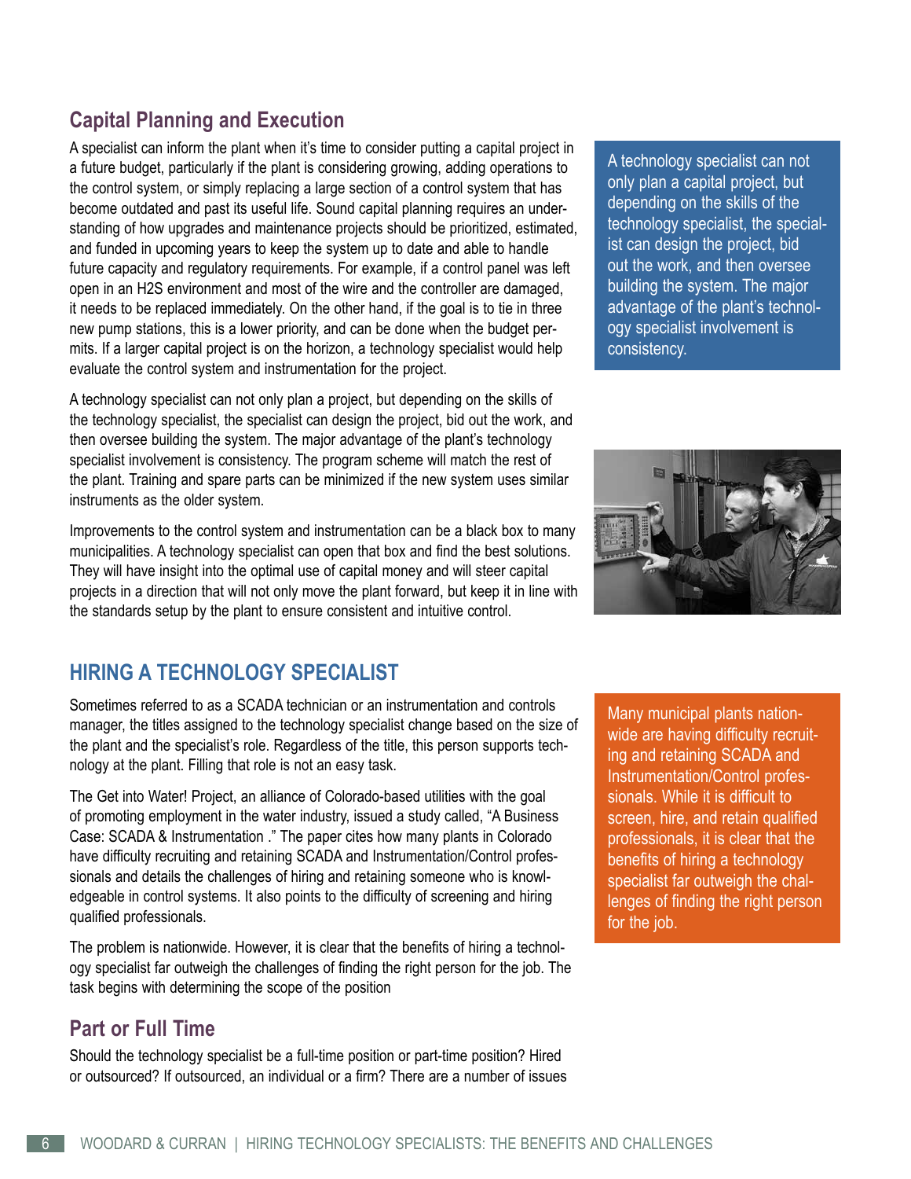## Capital Planning and Execution

A specialist can inform the plant when it's time to consider putting a capital project in a future budget, particularly if the plant is considering growing, adding operations to the control system, or simply replacing a large section of a control system that has become outdated and past its useful life. Sound capital planning requires an understanding of how upgrades and maintenance projects should be prioritized, estimated, and funded in upcoming years to keep the system up to date and able to handle future capacity and regulatory requirements. For example, if a control panel was left open in an H2S environment and most of the wire and the controller are damaged, it needs to be replaced immediately. On the other hand, if the goal is to tie in three new pump stations, this is a lower priority, and can be done when the budget permits. If a larger capital project is on the horizon, a technology specialist would help evaluate the control system and instrumentation for the project.

A technology specialist can not only plan a project, but depending on the skills of the technology specialist, the specialist can design the project, bid out the work, and then oversee building the system. The major advantage of the plant's technology specialist involvement is consistency. The program scheme will match the rest of the plant. Training and spare parts can be minimized if the new system uses similar instruments as the older system.

Improvements to the control system and instrumentation can be a black box to many municipalities. A technology specialist can open that box and find the best solutions. They will have insight into the optimal use of capital money and will steer capital projects in a direction that will not only move the plant forward, but keep it in line with the standards setup by the plant to ensure consistent and intuitive control.

> A technology specialist can not only plan a capital project, but depending on the skills of the technology specialist, the specialist can design the project, bid out the work, and then oversee building the system. The major advantage of the plant's technology specialist involvement is consistency.

# HIRING A TECHNOLOGY SPECIALIST

Sometimes referred to as a SCADA technician or an instrumentation and controls manager, the titles assigned to the technology specialist change based on the size of the plant and the specialist's role. Regardless of the title, this person supports technology at the plant. Filling that role is not an easy task.

The Get into Water! Project, an alliance of Colorado-based utilities with the goal of promoting employment in the water industry, issued a study called, "A Business Case: SCADA & Instrumentation ." The paper cites how many plants in Colorado have difficulty recruiting and retaining SCADA and Instrumentation/Control professionals and details the challenges of hiring and retaining someone who is knowledgeable in control systems. It also points to the difficulty of screening and hiring qualified professionals.

The problem is nationwide. However, it is clear that the benefits of hiring a technology specialist far outweigh the challenges of finding the right person for the job. The task begins with determining the scope of the position

> Many municipal plants nationwide are having difficulty recruiting and retaining SCADA and Instrumentation/Control professionals. While it is difficult to screen, hire, and retain qualified professionals, it is clear that the benefits of hiring a technology specialist far outweigh the challenges of finding the right person for the job.

## Part or Full Time

Should the technology specialist be a full-time position or part-time position? Hired or outsourced? If outsourced, an individual or a firm? There are a number of issues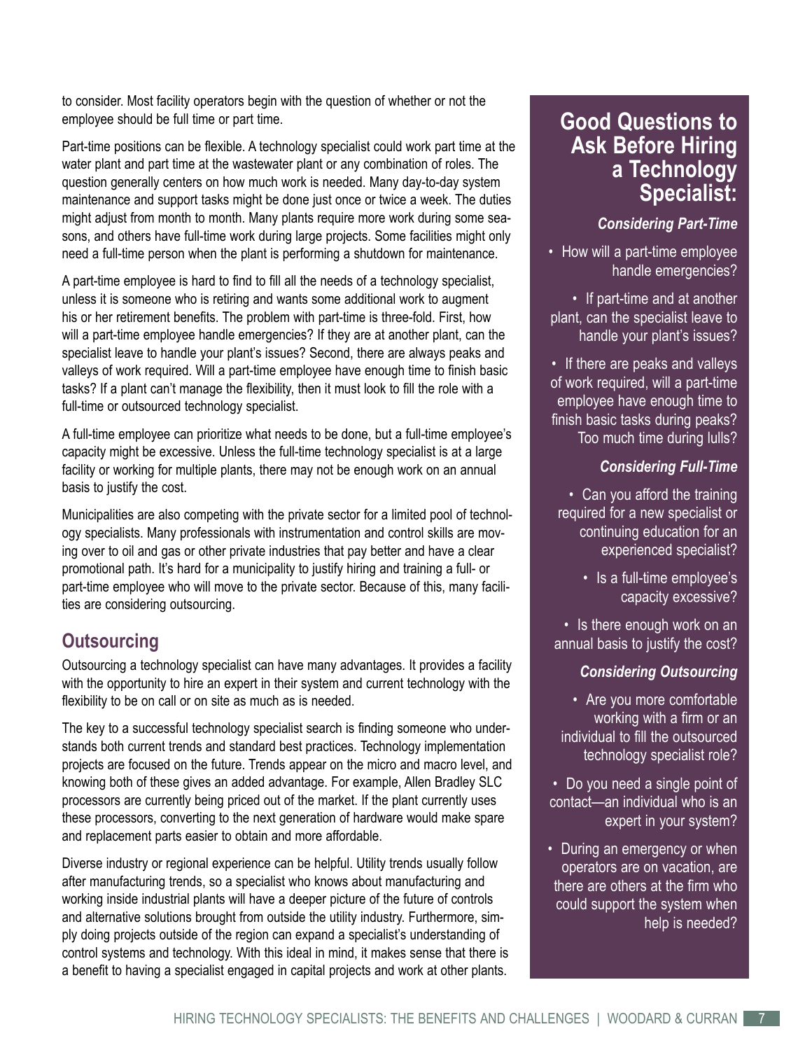to consider. Most facility operators begin with the question of whether or not the employee should be full time or part time.

Part-time positions can be flexible. A technology specialist could work part time at the water plant and part time at the wastewater plant or any combination of roles. The question generally centers on how much work is needed. Many day-to-day system maintenance and support tasks might be done just once or twice a week. The duties might adjust from month to month. Many plants require more work during some seasons, and others have full-time work during large projects. Some facilities might only need a full-time person when the plant is performing a shutdown for maintenance.

A part-time employee is hard to find to fill all the needs of a technology specialist, unless it is someone who is retiring and wants some additional work to augment his or her retirement benefits. The problem with part-time is three-fold. First, how will a part-time employee handle emergencies? If they are at another plant, can the specialist leave to handle your plant's issues? Second, there are always peaks and valleys of work required. Will a part-time employee have enough time to finish basic tasks? If a plant can't manage the flexibility, then it must look to fill the role with a full-time or outsourced technology specialist.

A full-time employee can prioritize what needs to be done, but a full-time employee's capacity might be excessive. Unless the full-time technology specialist is at a large facility or working for multiple plants, there may not be enough work on an annual basis to justify the cost.

Municipalities are also competing with the private sector for a limited pool of technology specialists. Many professionals with instrumentation and control skills are moving over to oil and gas or other private industries that pay better and have a clear promotional path. It's hard for a municipality to justify hiring and training a full- or part-time employee who will move to the private sector. Because of this, many facilities are considering outsourcing.

## Outsourcing

Outsourcing a technology specialist can have many advantages. It provides a facility with the opportunity to hire an expert in their system and current technology with the flexibility to be on call or on site as much as is needed.

The key to a successful technology specialist search is finding someone who understands both current trends and standard best practices. Technology implementation projects are focused on the future. Trends appear on the micro and macro level, and knowing both of these gives an added advantage. For example, Allen Bradley SLC processors are currently being priced out of the market. If the plant currently uses these processors, converting to the next generation of hardware would make spare and replacement parts easier to obtain and more affordable.

Diverse industry or regional experience can be helpful. Utility trends usually follow after manufacturing trends, so a specialist who knows about manufacturing and working inside industrial plants will have a deeper picture of the future of controls and alternative solutions brought from outside the utility industry. Furthermore, simply doing projects outside of the region can expand a specialist's understanding of control systems and technology. With this ideal in mind, it makes sense that there is a benefit to having a specialist engaged in capital projects and work at other plants.

## Good Questions to Ask Before Hiring a Technology Specialist:

***Considering Part-Time***

- How will a part-time employee handle emergencies?
- If part-time and at another plant, can the specialist leave to handle your plant's issues?
- If there are peaks and valleys of work required, will a part-time employee have enough time to finish basic tasks during peaks? Too much time during lulls?

***Considering Full-Time***

- Can you afford the training required for a new specialist or continuing education for an experienced specialist?
- Is a full-time employee's capacity excessive?
- Is there enough work on an annual basis to justify the cost?

***Considering Outsourcing***

- Are you more comfortable working with a firm or an individual to fill the outsourced technology specialist role?
- Do you need a single point of contact—an individual who is an expert in your system?
- During an emergency or when operators are on vacation, are there are others at the firm who could support the system when help is needed?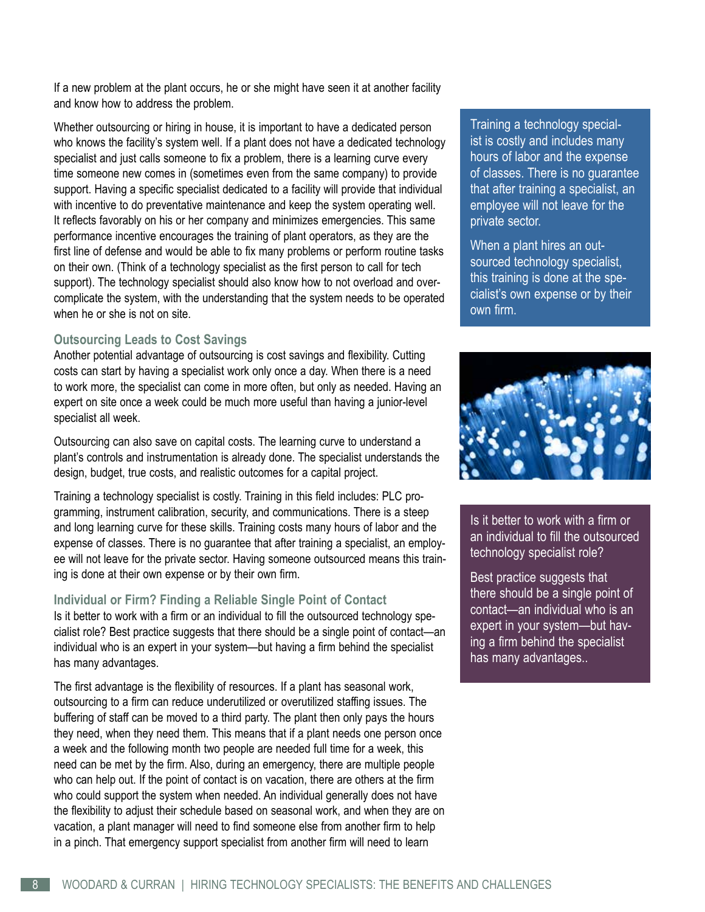If a new problem at the plant occurs, he or she might have seen it at another facility and know how to address the problem.

Whether outsourcing or hiring in house, it is important to have a dedicated person who knows the facility's system well. If a plant does not have a dedicated technology specialist and just calls someone to fix a problem, there is a learning curve every time someone new comes in (sometimes even from the same company) to provide support. Having a specific specialist dedicated to a facility will provide that individual with incentive to do preventative maintenance and keep the system operating well. It reflects favorably on his or her company and minimizes emergencies. This same performance incentive encourages the training of plant operators, as they are the first line of defense and would be able to fix many problems or perform routine tasks on their own. (Think of a technology specialist as the first person to call for tech support). The technology specialist should also know how to not overload and overcomplicate the system, with the understanding that the system needs to be operated when he or she is not on site.

### Outsourcing Leads to Cost Savings

Another potential advantage of outsourcing is cost savings and flexibility. Cutting costs can start by having a specialist work only once a day. When there is a need to work more, the specialist can come in more often, but only as needed. Having an expert on site once a week could be much more useful than having a junior-level specialist all week.

Outsourcing can also save on capital costs. The learning curve to understand a plant's controls and instrumentation is already done. The specialist understands the design, budget, true costs, and realistic outcomes for a capital project.

Training a technology specialist is costly. Training in this field includes: PLC programming, instrument calibration, security, and communications. There is a steep and long learning curve for these skills. Training costs many hours of labor and the expense of classes. There is no guarantee that after training a specialist, an employee will not leave for the private sector. Having someone outsourced means this training is done at their own expense or by their own firm.

> Training a technology specialist is costly and includes many hours of labor and the expense of classes. There is no guarantee that after training a specialist, an employee will not leave for the private sector.
>
> When a plant hires an outsourced technology specialist, this training is done at the specialist's own expense or by their own firm.

### Individual or Firm? Finding a Reliable Single Point of Contact

Is it better to work with a firm or an individual to fill the outsourced technology specialist role? Best practice suggests that there should be a single point of contact—an individual who is an expert in your system—but having a firm behind the specialist has many advantages.

> Is it better to work with a firm or an individual to fill the outsourced technology specialist role?
>
> Best practice suggests that there should be a single point of contact—an individual who is an expert in your system—but having a firm behind the specialist has many advantages..

The first advantage is the flexibility of resources. If a plant has seasonal work, outsourcing to a firm can reduce underutilized or overutilized staffing issues. The buffering of staff can be moved to a third party. The plant then only pays the hours they need, when they need them. This means that if a plant needs one person once a week and the following month two people are needed full time for a week, this need can be met by the firm. Also, during an emergency, there are multiple people who can help out. If the point of contact is on vacation, there are others at the firm who could support the system when needed. An individual generally does not have the flexibility to adjust their schedule based on seasonal work, and when they are on vacation, a plant manager will need to find someone else from another firm to help in a pinch. That emergency support specialist from another firm will need to learn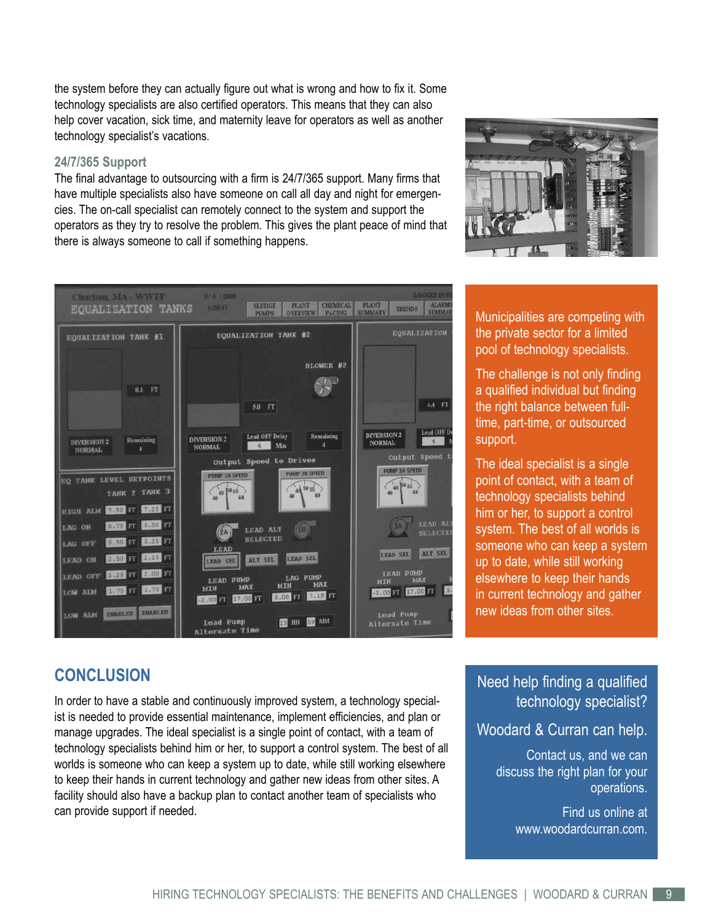the system before they can actually figure out what is wrong and how to fix it. Some technology specialists are also certified operators. This means that they can also help cover vacation, sick time, and maternity leave for operators as well as another technology specialist's vacations.

### 24/7/365 Support

The final advantage to outsourcing with a firm is 24/7/365 support. Many firms that have multiple specialists also have someone on call all day and night for emergencies. The on-call specialist can remotely connect to the system and support the operators as they try to resolve the problem. This gives the plant peace of mind that there is always someone to call if something happens.

Municipalities are competing with the private sector for a limited pool of technology specialists.

The challenge is not only finding a qualified individual but finding the right balance between full-time, part-time, or outsourced support.

The ideal specialist is a single point of contact, with a team of technology specialists behind him or her, to support a control system. The best of all worlds is someone who can keep a system up to date, while still working elsewhere to keep their hands in current technology and gather new ideas from other sites.

## CONCLUSION

In order to have a stable and continuously improved system, a technology specialist is needed to provide essential maintenance, implement efficiencies, and plan or manage upgrades. The ideal specialist is a single point of contact, with a team of technology specialists behind him or her, to support a control system. The best of all worlds is someone who can keep a system up to date, while still working elsewhere to keep their hands in current technology and gather new ideas from other sites. A facility should also have a backup plan to contact another team of specialists who can provide support if needed.

Need help finding a qualified technology specialist?

Woodard & Curran can help.

Contact us, and we can discuss the right plan for your operations.

Find us online at www.woodardcurran.com.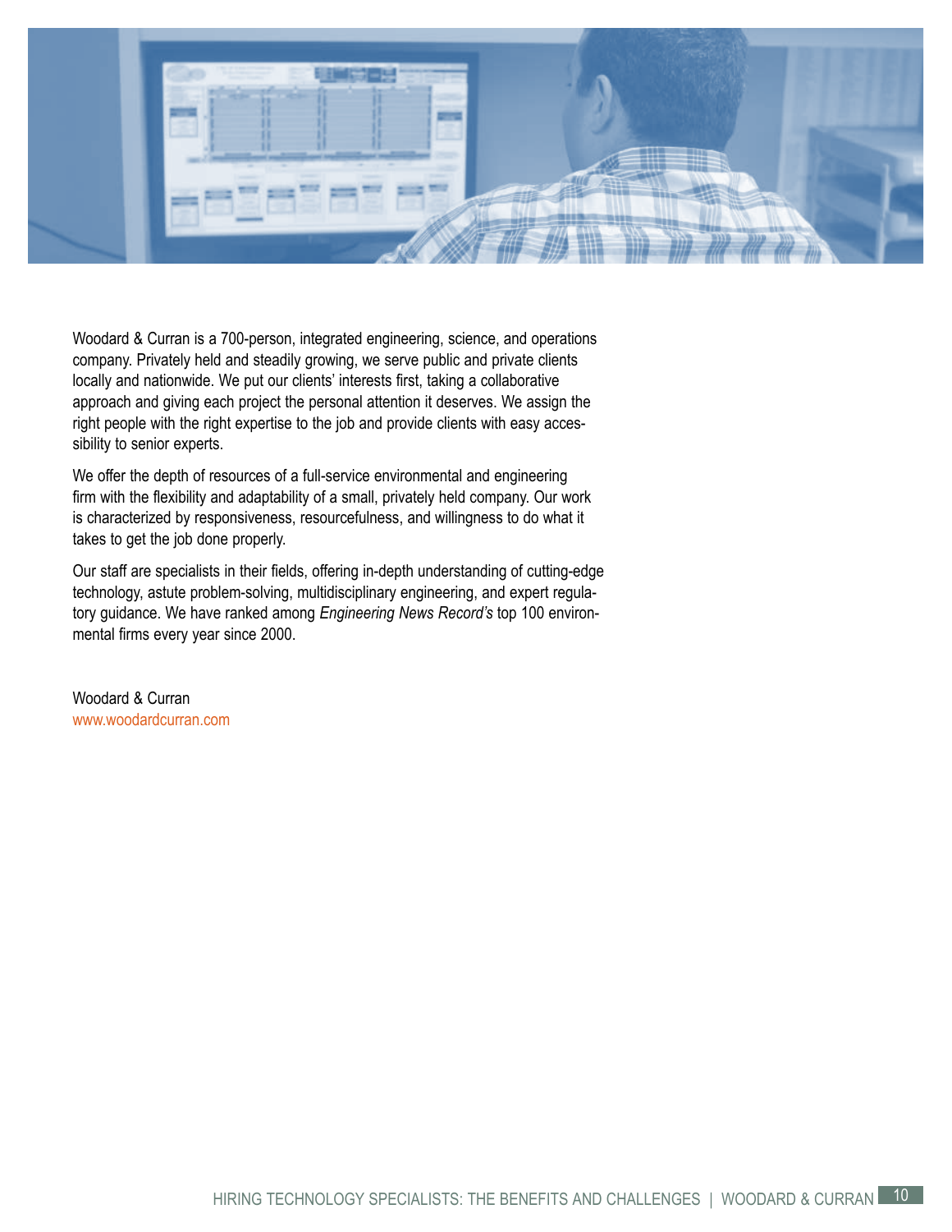Woodard & Curran is a 700-person, integrated engineering, science, and operations company. Privately held and steadily growing, we serve public and private clients locally and nationwide. We put our clients' interests first, taking a collaborative approach and giving each project the personal attention it deserves. We assign the right people with the right expertise to the job and provide clients with easy accessibility to senior experts.

We offer the depth of resources of a full-service environmental and engineering firm with the flexibility and adaptability of a small, privately held company. Our work is characterized by responsiveness, resourcefulness, and willingness to do what it takes to get the job done properly.

Our staff are specialists in their fields, offering in-depth understanding of cutting-edge technology, astute problem-solving, multidisciplinary engineering, and expert regulatory guidance. We have ranked among *Engineering News Record's* top 100 environmental firms every year since 2000.

Woodard & Curran
www.woodardcurran.com